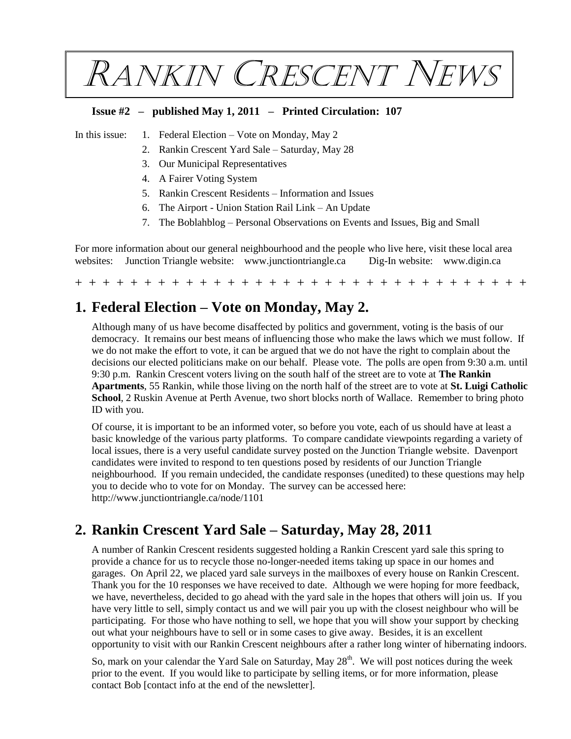# Rankin Crescent News

**Issue #2 – published May 1, 2011 – Printed Circulation: 107**

In this issue:

1. Federal Election – Vote on Monday, May 2
2. Rankin Crescent Yard Sale – Saturday, May 28
3. Our Municipal Representatives
4. A Fairer Voting System
5. Rankin Crescent Residents – Information and Issues
6. The Airport - Union Station Rail Link – An Update
7. The Boblahblog – Personal Observations on Events and Issues, Big and Small

For more information about our general neighbourhood and the people who live here, visit these local area websites: Junction Triangle website: www.junctiontriangle.ca Dig-In website: www.digin.ca

+ + + + + + + + + + + + + + + + + + + + + + + + + + + + + + + + + + + +

## 1. Federal Election – Vote on Monday, May 2.

Although many of us have become disaffected by politics and government, voting is the basis of our democracy. It remains our best means of influencing those who make the laws which we must follow. If we do not make the effort to vote, it can be argued that we do not have the right to complain about the decisions our elected politicians make on our behalf. Please vote. The polls are open from 9:30 a.m. until 9:30 p.m. Rankin Crescent voters living on the south half of the street are to vote at **The Rankin Apartments**, 55 Rankin, while those living on the north half of the street are to vote at **St. Luigi Catholic School**, 2 Ruskin Avenue at Perth Avenue, two short blocks north of Wallace. Remember to bring photo ID with you.

Of course, it is important to be an informed voter, so before you vote, each of us should have at least a basic knowledge of the various party platforms. To compare candidate viewpoints regarding a variety of local issues, there is a very useful candidate survey posted on the Junction Triangle website. Davenport candidates were invited to respond to ten questions posed by residents of our Junction Triangle neighbourhood. If you remain undecided, the candidate responses (unedited) to these questions may help you to decide who to vote for on Monday. The survey can be accessed here: http://www.junctiontriangle.ca/node/1101

## 2. Rankin Crescent Yard Sale – Saturday, May 28, 2011

A number of Rankin Crescent residents suggested holding a Rankin Crescent yard sale this spring to provide a chance for us to recycle those no-longer-needed items taking up space in our homes and garages. On April 22, we placed yard sale surveys in the mailboxes of every house on Rankin Crescent. Thank you for the 10 responses we have received to date. Although we were hoping for more feedback, we have, nevertheless, decided to go ahead with the yard sale in the hopes that others will join us. If you have very little to sell, simply contact us and we will pair you up with the closest neighbour who will be participating. For those who have nothing to sell, we hope that you will show your support by checking out what your neighbours have to sell or in some cases to give away. Besides, it is an excellent opportunity to visit with our Rankin Crescent neighbours after a rather long winter of hibernating indoors.

So, mark on your calendar the Yard Sale on Saturday, May 28th. We will post notices during the week prior to the event. If you would like to participate by selling items, or for more information, please contact Bob [contact info at the end of the newsletter].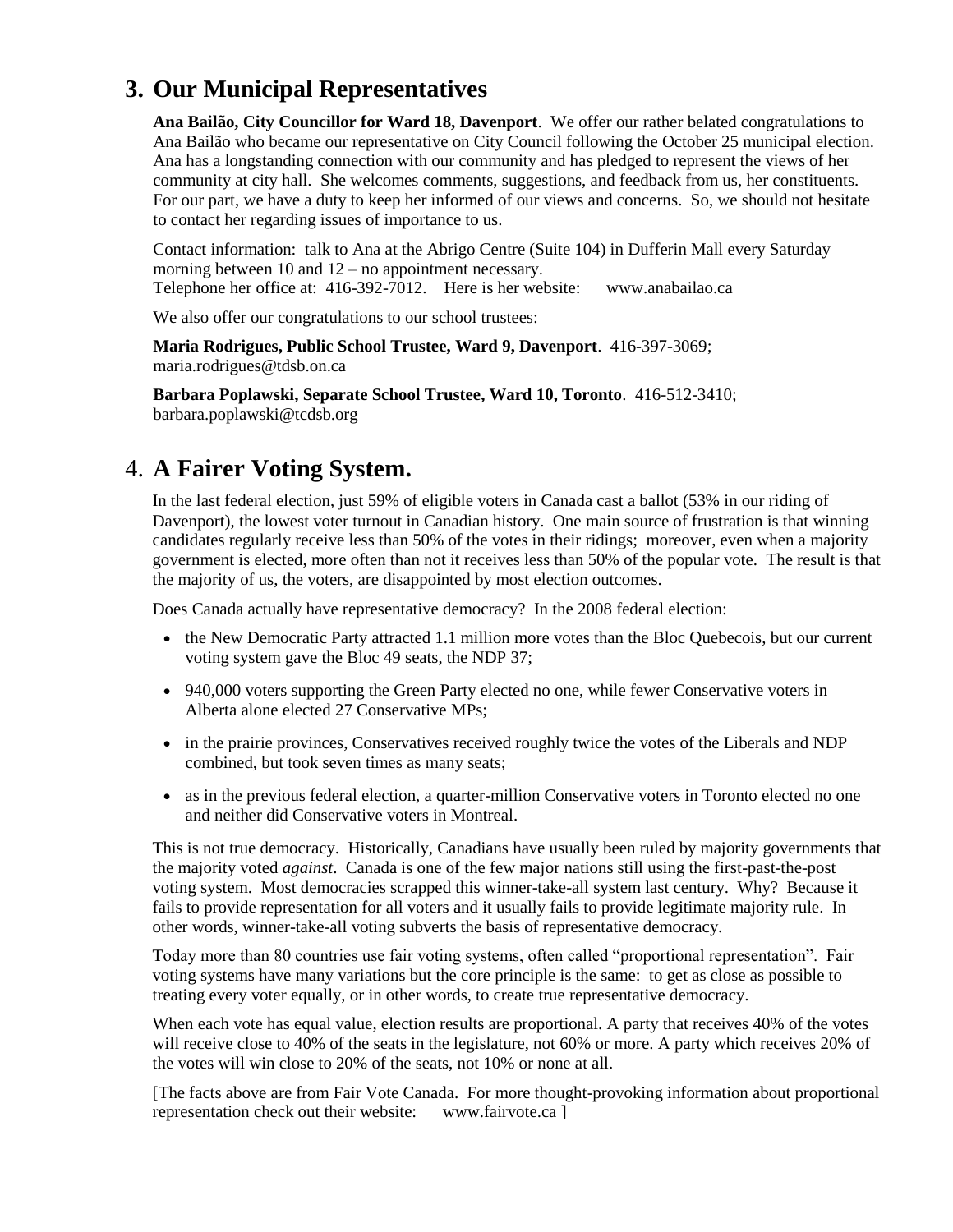## 3. Our Municipal Representatives

**Ana Bailão, City Councillor for Ward 18, Davenport**. We offer our rather belated congratulations to Ana Bailão who became our representative on City Council following the October 25 municipal election. Ana has a longstanding connection with our community and has pledged to represent the views of her community at city hall. She welcomes comments, suggestions, and feedback from us, her constituents. For our part, we have a duty to keep her informed of our views and concerns. So, we should not hesitate to contact her regarding issues of importance to us.

Contact information: talk to Ana at the Abrigo Centre (Suite 104) in Dufferin Mall every Saturday morning between 10 and 12 – no appointment necessary.
Telephone her office at: 416-392-7012. Here is her website: www.anabailao.ca

We also offer our congratulations to our school trustees:

**Maria Rodrigues, Public School Trustee, Ward 9, Davenport**. 416-397-3069; maria.rodrigues@tdsb.on.ca

**Barbara Poplawski, Separate School Trustee, Ward 10, Toronto**. 416-512-3410; barbara.poplawski@tcdsb.org

## 4. A Fairer Voting System.

In the last federal election, just 59% of eligible voters in Canada cast a ballot (53% in our riding of Davenport), the lowest voter turnout in Canadian history. One main source of frustration is that winning candidates regularly receive less than 50% of the votes in their ridings; moreover, even when a majority government is elected, more often than not it receives less than 50% of the popular vote. The result is that the majority of us, the voters, are disappointed by most election outcomes.

Does Canada actually have representative democracy? In the 2008 federal election:

- the New Democratic Party attracted 1.1 million more votes than the Bloc Quebecois, but our current voting system gave the Bloc 49 seats, the NDP 37;
- 940,000 voters supporting the Green Party elected no one, while fewer Conservative voters in Alberta alone elected 27 Conservative MPs;
- in the prairie provinces, Conservatives received roughly twice the votes of the Liberals and NDP combined, but took seven times as many seats;
- as in the previous federal election, a quarter-million Conservative voters in Toronto elected no one and neither did Conservative voters in Montreal.

This is not true democracy. Historically, Canadians have usually been ruled by majority governments that the majority voted *against*. Canada is one of the few major nations still using the first-past-the-post voting system. Most democracies scrapped this winner-take-all system last century. Why? Because it fails to provide representation for all voters and it usually fails to provide legitimate majority rule. In other words, winner-take-all voting subverts the basis of representative democracy.

Today more than 80 countries use fair voting systems, often called "proportional representation". Fair voting systems have many variations but the core principle is the same: to get as close as possible to treating every voter equally, or in other words, to create true representative democracy.

When each vote has equal value, election results are proportional. A party that receives 40% of the votes will receive close to 40% of the seats in the legislature, not 60% or more. A party which receives 20% of the votes will win close to 20% of the seats, not 10% or none at all.

[The facts above are from Fair Vote Canada. For more thought-provoking information about proportional representation check out their website: www.fairvote.ca ]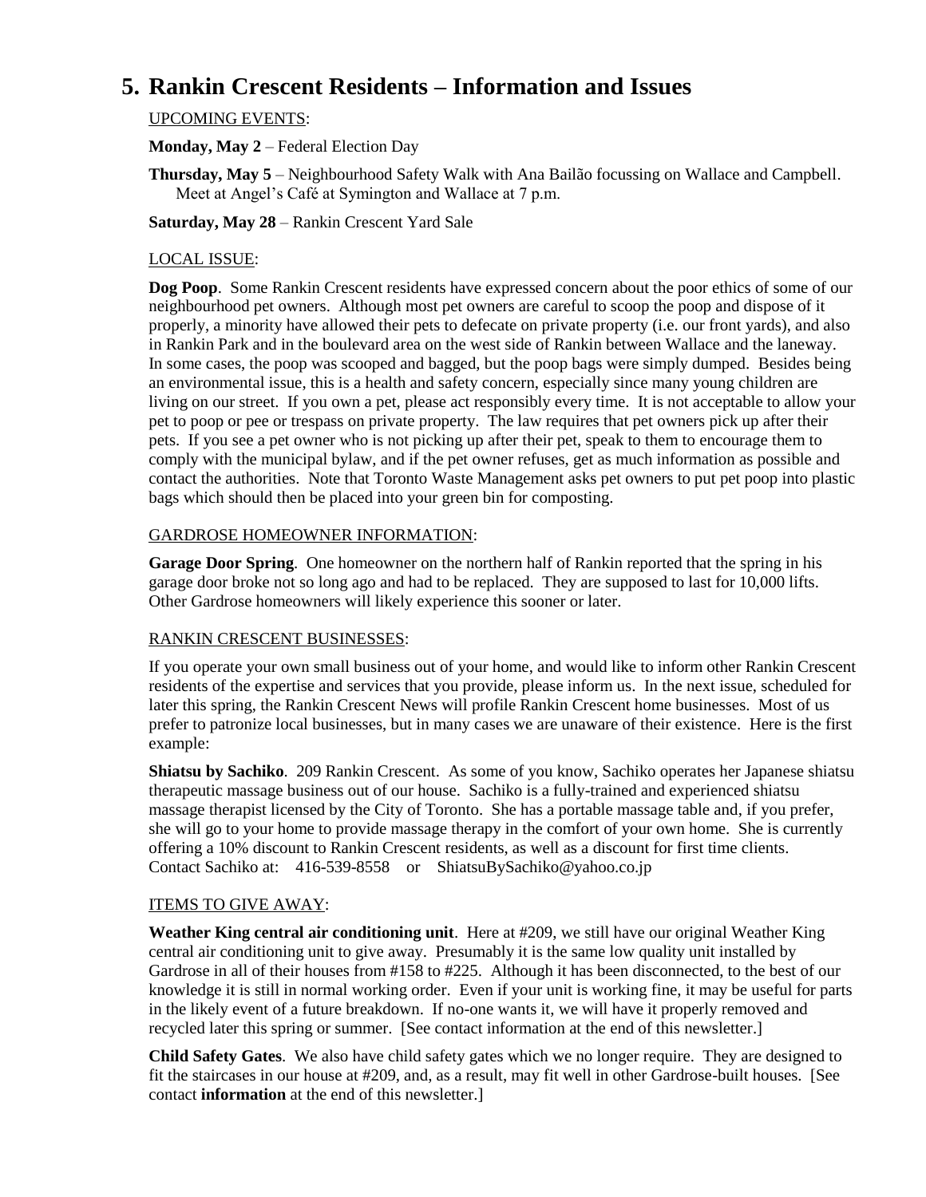# 5. Rankin Crescent Residents – Information and Issues

UPCOMING EVENTS:

**Monday, May 2** – Federal Election Day

**Thursday, May 5** – Neighbourhood Safety Walk with Ana Bailão focussing on Wallace and Campbell. Meet at Angel's Café at Symington and Wallace at 7 p.m.

**Saturday, May 28** – Rankin Crescent Yard Sale

LOCAL ISSUE:

**Dog Poop**. Some Rankin Crescent residents have expressed concern about the poor ethics of some of our neighbourhood pet owners. Although most pet owners are careful to scoop the poop and dispose of it properly, a minority have allowed their pets to defecate on private property (i.e. our front yards), and also in Rankin Park and in the boulevard area on the west side of Rankin between Wallace and the laneway. In some cases, the poop was scooped and bagged, but the poop bags were simply dumped. Besides being an environmental issue, this is a health and safety concern, especially since many young children are living on our street. If you own a pet, please act responsibly every time. It is not acceptable to allow your pet to poop or pee or trespass on private property. The law requires that pet owners pick up after their pets. If you see a pet owner who is not picking up after their pet, speak to them to encourage them to comply with the municipal bylaw, and if the pet owner refuses, get as much information as possible and contact the authorities. Note that Toronto Waste Management asks pet owners to put pet poop into plastic bags which should then be placed into your green bin for composting.

GARDROSE HOMEOWNER INFORMATION:

**Garage Door Spring**. One homeowner on the northern half of Rankin reported that the spring in his garage door broke not so long ago and had to be replaced. They are supposed to last for 10,000 lifts. Other Gardrose homeowners will likely experience this sooner or later.

RANKIN CRESCENT BUSINESSES:

If you operate your own small business out of your home, and would like to inform other Rankin Crescent residents of the expertise and services that you provide, please inform us. In the next issue, scheduled for later this spring, the Rankin Crescent News will profile Rankin Crescent home businesses. Most of us prefer to patronize local businesses, but in many cases we are unaware of their existence. Here is the first example:

**Shiatsu by Sachiko**. 209 Rankin Crescent. As some of you know, Sachiko operates her Japanese shiatsu therapeutic massage business out of our house. Sachiko is a fully-trained and experienced shiatsu massage therapist licensed by the City of Toronto. She has a portable massage table and, if you prefer, she will go to your home to provide massage therapy in the comfort of your own home. She is currently offering a 10% discount to Rankin Crescent residents, as well as a discount for first time clients. Contact Sachiko at: 416-539-8558 or ShiatsuBySachiko@yahoo.co.jp

ITEMS TO GIVE AWAY:

**Weather King central air conditioning unit**. Here at #209, we still have our original Weather King central air conditioning unit to give away. Presumably it is the same low quality unit installed by Gardrose in all of their houses from #158 to #225. Although it has been disconnected, to the best of our knowledge it is still in normal working order. Even if your unit is working fine, it may be useful for parts in the likely event of a future breakdown. If no-one wants it, we will have it properly removed and recycled later this spring or summer. [See contact information at the end of this newsletter.]

**Child Safety Gates**. We also have child safety gates which we no longer require. They are designed to fit the staircases in our house at #209, and, as a result, may fit well in other Gardrose-built houses. [See contact **information** at the end of this newsletter.]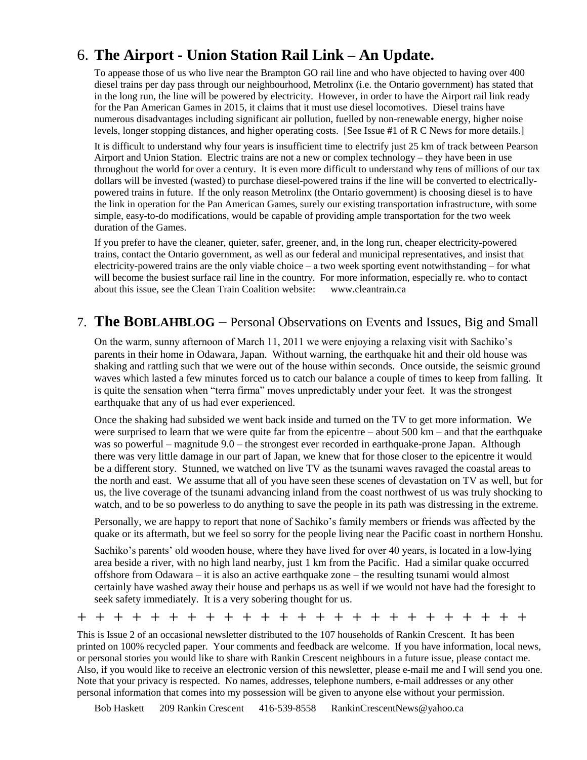## 6. **The Airport - Union Station Rail Link – An Update.**

To appease those of us who live near the Brampton GO rail line and who have objected to having over 400 diesel trains per day pass through our neighbourhood, Metrolinx (i.e. the Ontario government) has stated that in the long run, the line will be powered by electricity. However, in order to have the Airport rail link ready for the Pan American Games in 2015, it claims that it must use diesel locomotives. Diesel trains have numerous disadvantages including significant air pollution, fuelled by non-renewable energy, higher noise levels, longer stopping distances, and higher operating costs. [See Issue #1 of R C News for more details.]

It is difficult to understand why four years is insufficient time to electrify just 25 km of track between Pearson Airport and Union Station. Electric trains are not a new or complex technology – they have been in use throughout the world for over a century. It is even more difficult to understand why tens of millions of our tax dollars will be invested (wasted) to purchase diesel-powered trains if the line will be converted to electrically-powered trains in future. If the only reason Metrolinx (the Ontario government) is choosing diesel is to have the link in operation for the Pan American Games, surely our existing transportation infrastructure, with some simple, easy-to-do modifications, would be capable of providing ample transportation for the two week duration of the Games.

If you prefer to have the cleaner, quieter, safer, greener, and, in the long run, cheaper electricity-powered trains, contact the Ontario government, as well as our federal and municipal representatives, and insist that electricity-powered trains are the only viable choice – a two week sporting event notwithstanding – for what will become the busiest surface rail line in the country. For more information, especially re. who to contact about this issue, see the Clean Train Coalition website: www.cleantrain.ca

## 7. **The BOBLAHBLOG** – Personal Observations on Events and Issues, Big and Small

On the warm, sunny afternoon of March 11, 2011 we were enjoying a relaxing visit with Sachiko's parents in their home in Odawara, Japan. Without warning, the earthquake hit and their old house was shaking and rattling such that we were out of the house within seconds. Once outside, the seismic ground waves which lasted a few minutes forced us to catch our balance a couple of times to keep from falling. It is quite the sensation when "terra firma" moves unpredictably under your feet. It was the strongest earthquake that any of us had ever experienced.

Once the shaking had subsided we went back inside and turned on the TV to get more information. We were surprised to learn that we were quite far from the epicentre – about 500 km – and that the earthquake was so powerful – magnitude 9.0 – the strongest ever recorded in earthquake-prone Japan. Although there was very little damage in our part of Japan, we knew that for those closer to the epicentre it would be a different story. Stunned, we watched on live TV as the tsunami waves ravaged the coastal areas to the north and east. We assume that all of you have seen these scenes of devastation on TV as well, but for us, the live coverage of the tsunami advancing inland from the coast northwest of us was truly shocking to watch, and to be so powerless to do anything to save the people in its path was distressing in the extreme.

Personally, we are happy to report that none of Sachiko's family members or friends was affected by the quake or its aftermath, but we feel so sorry for the people living near the Pacific coast in northern Honshu.

Sachiko's parents' old wooden house, where they have lived for over 40 years, is located in a low-lying area beside a river, with no high land nearby, just 1 km from the Pacific. Had a similar quake occurred offshore from Odawara – it is also an active earthquake zone – the resulting tsunami would almost certainly have washed away their house and perhaps us as well if we would not have had the foresight to seek safety immediately. It is a very sobering thought for us.

+ + + + + + + + + + + + + + + + + + + + + + + + + + + +

This is Issue 2 of an occasional newsletter distributed to the 107 households of Rankin Crescent. It has been printed on 100% recycled paper. Your comments and feedback are welcome. If you have information, local news, or personal stories you would like to share with Rankin Crescent neighbours in a future issue, please contact me. Also, if you would like to receive an electronic version of this newsletter, please e-mail me and I will send you one. Note that your privacy is respected. No names, addresses, telephone numbers, e-mail addresses or any other personal information that comes into my possession will be given to anyone else without your permission.

Bob Haskett   209 Rankin Crescent   416-539-8558   RankinCrescentNews@yahoo.ca